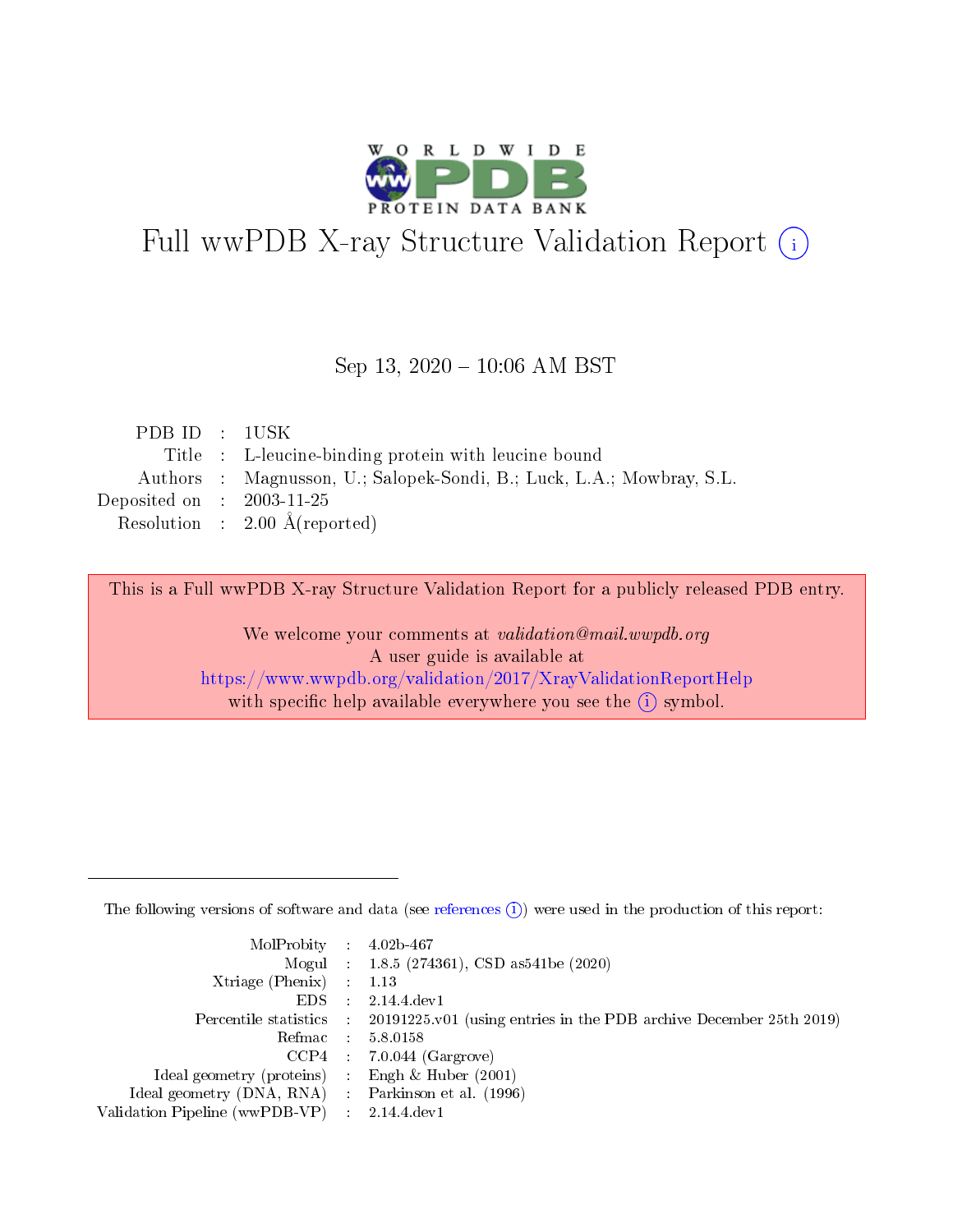# Full wwPDB X-ray Structure Validation Report (i)

Sep 13, 2020 – 10:06 AM BST

| | | |
|---|---|---|
| PDB ID | : | 1USK |
| Title | : | L-leucine-binding protein with leucine bound |
| Authors | : | Magnusson, U.; Salopek-Sondi, B.; Luck, L.A.; Mowbray, S.L. |
| Deposited on | : | 2003-11-25 |
| Resolution | : | 2.00 Å(reported) |

This is a Full wwPDB X-ray Structure Validation Report for a publicly released PDB entry.

We welcome your comments at *validation@mail.wwpdb.org*
A user guide is available at
https://www.wwpdb.org/validation/2017/XrayValidationReportHelp
with specific help available everywhere you see the (i) symbol.

---

The following versions of software and data (see references (i)) were used in the production of this report:

| | | |
|---|---|---|
| MolProbity | : | 4.02b-467 |
| Mogul | : | 1.8.5 (274361), CSD as541be (2020) |
| Xtriage (Phenix) | : | 1.13 |
| EDS | : | 2.14.4.dev1 |
| Percentile statistics | : | 20191225.v01 (using entries in the PDB archive December 25th 2019) |
| Refmac | : | 5.8.0158 |
| CCP4 | : | 7.0.044 (Gargrove) |
| Ideal geometry (proteins) | : | Engh & Huber (2001) |
| Ideal geometry (DNA, RNA) | : | Parkinson et al. (1996) |
| Validation Pipeline (wwPDB-VP) | : | 2.14.4.dev1 |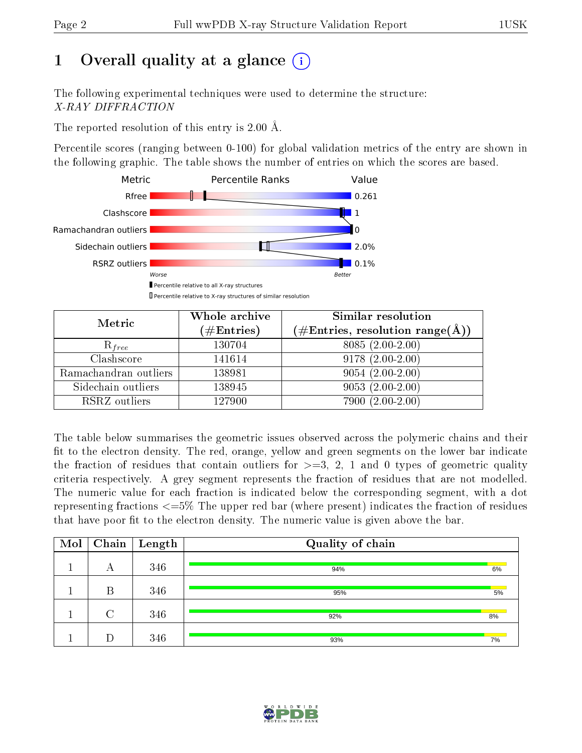# 1 Overall quality at a glance

The following experimental techniques were used to determine the structure:
*X-RAY DIFFRACTION*

The reported resolution of this entry is 2.00 Å.

Percentile scores (ranging between 0-100) for global validation metrics of the entry are shown in the following graphic. The table shows the number of entries on which the scores are based.

| Metric | Value |
|---|---|
| Rfree | 0.261 |
| Clashscore | 1 |
| Ramachandran outliers | 0 |
| Sidechain outliers | 2.0% |
| RSRZ outliers | 0.1% |

| Metric | Whole archive (#Entries) | Similar resolution (#Entries, resolution range(Å)) |
|---|---|---|
| $R_{free}$ | 130704 | 8085 (2.00-2.00) |
| Clashscore | 141614 | 9178 (2.00-2.00) |
| Ramachandran outliers | 138981 | 9054 (2.00-2.00) |
| Sidechain outliers | 138945 | 9053 (2.00-2.00) |
| RSRZ outliers | 127900 | 7900 (2.00-2.00) |

The table below summarises the geometric issues observed across the polymeric chains and their fit to the electron density. The red, orange, yellow and green segments on the lower bar indicate the fraction of residues that contain outliers for >=3, 2, 1 and 0 types of geometric quality criteria respectively. A grey segment represents the fraction of residues that are not modelled. The numeric value for each fraction is indicated below the corresponding segment, with a dot representing fractions <=5% The upper red bar (where present) indicates the fraction of residues that have poor fit to the electron density. The numeric value is given above the bar.

| Mol | Chain | Length | Quality of chain |
|---|---|---|---|
| 1 | A | 346 | 94% / 6% |
| 1 | B | 346 | 95% / 5% |
| 1 | C | 346 | 92% / 8% |
| 1 | D | 346 | 93% / 7% |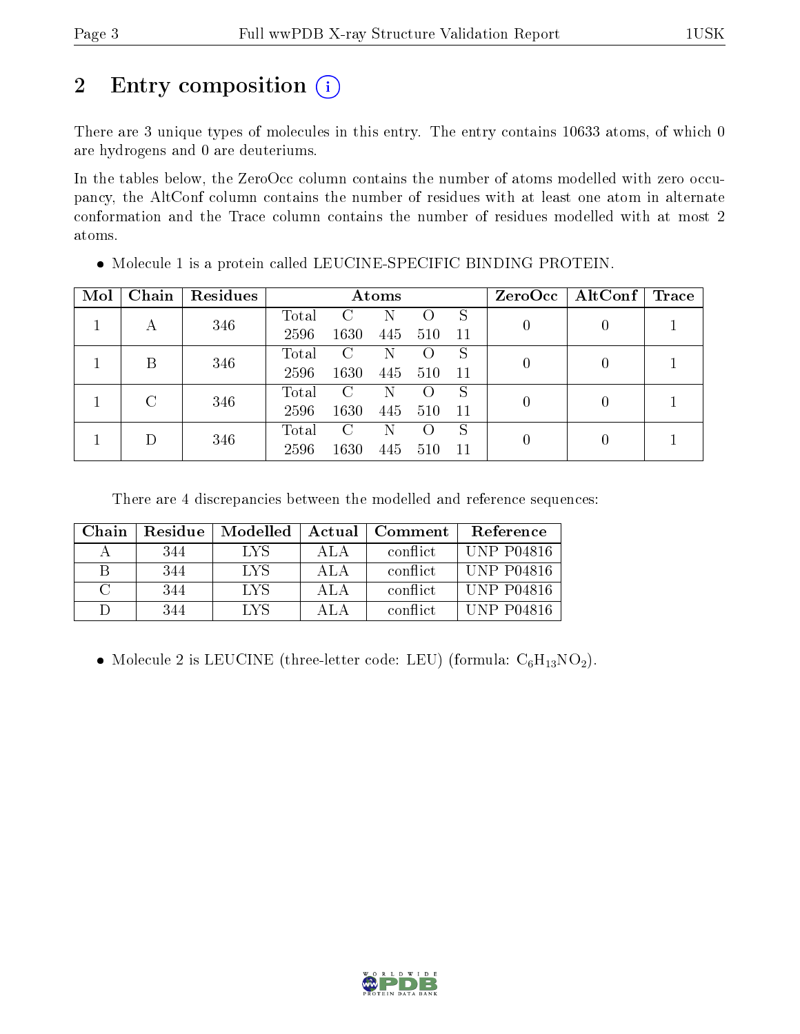# 2 Entry composition (i)

There are 3 unique types of molecules in this entry. The entry contains 10633 atoms, of which 0 are hydrogens and 0 are deuteriums.

In the tables below, the ZeroOcc column contains the number of atoms modelled with zero occupancy, the AltConf column contains the number of residues with at least one atom in alternate conformation and the Trace column contains the number of residues modelled with at most 2 atoms.

- Molecule 1 is a protein called LEUCINE-SPECIFIC BINDING PROTEIN.

| Mol | Chain | Residues | Atoms | | | | | ZeroOcc | AltConf | Trace |
|---|---|---|---|---|---|---|---|---|---|---|
| | | | Total | C | N | O | S | | | |
| 1 | A | 346 | 2596 | 1630 | 445 | 510 | 11 | 0 | 0 | 1 |
| 1 | B | 346 | 2596 | 1630 | 445 | 510 | 11 | 0 | 0 | 1 |
| 1 | C | 346 | 2596 | 1630 | 445 | 510 | 11 | 0 | 0 | 1 |
| 1 | D | 346 | 2596 | 1630 | 445 | 510 | 11 | 0 | 0 | 1 |

There are 4 discrepancies between the modelled and reference sequences:

| Chain | Residue | Modelled | Actual | Comment | Reference |
|---|---|---|---|---|---|
| A | 344 | LYS | ALA | conflict | UNP P04816 |
| B | 344 | LYS | ALA | conflict | UNP P04816 |
| C | 344 | LYS | ALA | conflict | UNP P04816 |
| D | 344 | LYS | ALA | conflict | UNP P04816 |

- Molecule 2 is LEUCINE (three-letter code: LEU) (formula: $C_6H_{13}NO_2$).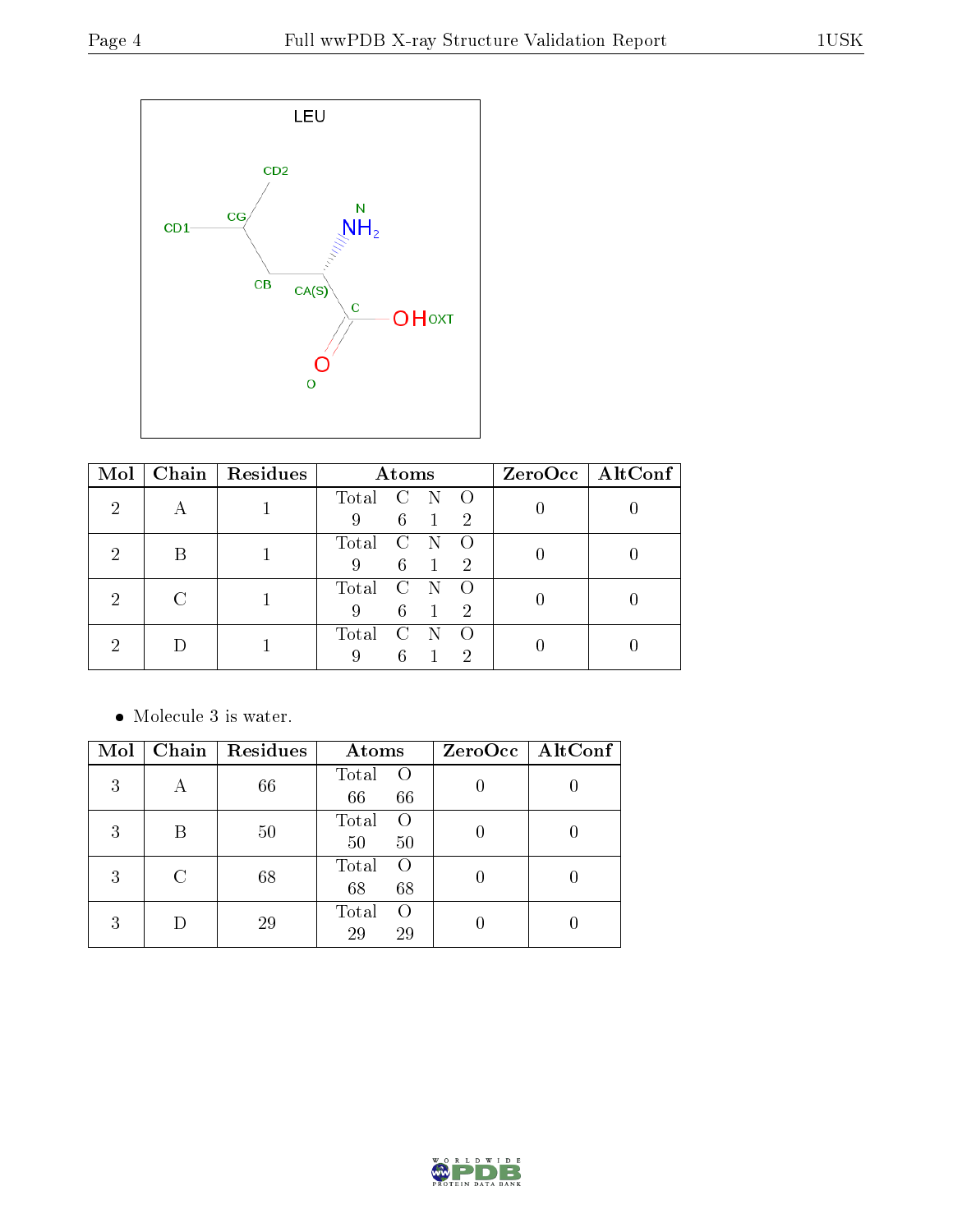LEU

| Mol | Chain | Residues | Atoms | | | | ZeroOcc | AltConf |
|---|---|---|---|---|---|---|---|---|
| | | | Total | C | N | O | | |
| 2 | A | 1 | 9 | 6 | 1 | 2 | 0 | 0 |
| 2 | B | 1 | 9 | 6 | 1 | 2 | 0 | 0 |
| 2 | C | 1 | 9 | 6 | 1 | 2 | 0 | 0 |
| 2 | D | 1 | 9 | 6 | 1 | 2 | 0 | 0 |

- Molecule 3 is water.

| Mol | Chain | Residues | Atoms | | ZeroOcc | AltConf |
|---|---|---|---|---|---|---|
| | | | Total | O | | |
| 3 | A | 66 | 66 | 66 | 0 | 0 |
| 3 | B | 50 | 50 | 50 | 0 | 0 |
| 3 | C | 68 | 68 | 68 | 0 | 0 |
| 3 | D | 29 | 29 | 29 | 0 | 0 |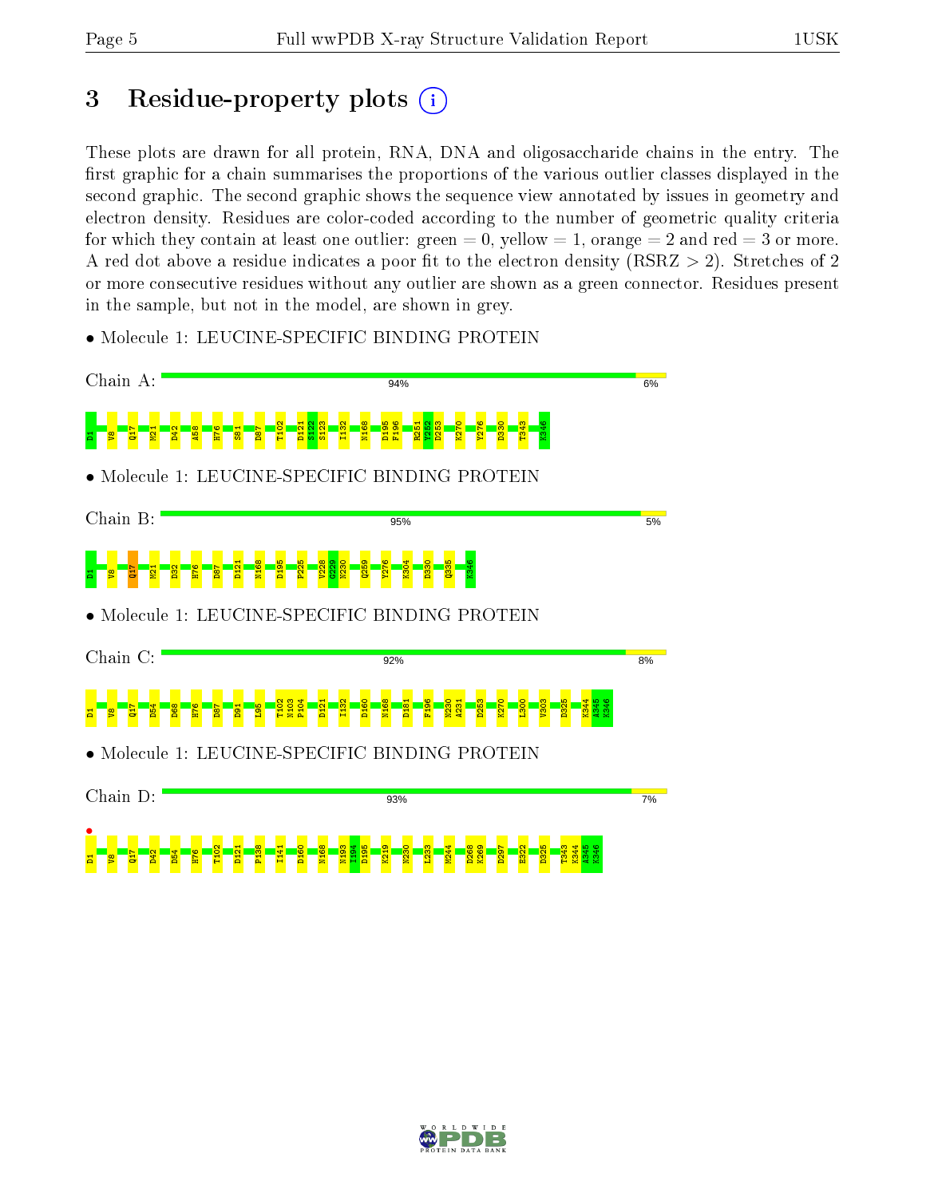# 3 Residue-property plots

These plots are drawn for all protein, RNA, DNA and oligosaccharide chains in the entry. The first graphic for a chain summarises the proportions of the various outlier classes displayed in the second graphic. The second graphic shows the sequence view annotated by issues in geometry and electron density. Residues are color-coded according to the number of geometric quality criteria for which they contain at least one outlier: green = 0, yellow = 1, orange = 2 and red = 3 or more. A red dot above a residue indicates a poor fit to the electron density (RSRZ > 2). Stretches of 2 or more consecutive residues without any outlier are shown as a green connector. Residues present in the sample, but not in the model, are shown in grey.

- Molecule 1: LEUCINE-SPECIFIC BINDING PROTEIN

Chain A: 94% 6%

D1 V8 Q17 M21 D42 A58 H76 S81 D87 T102 D121 S122 S123 I132 N168 D195 F196 R251 Y252 D253 K270 Y276 D330 T343 K346

- Molecule 1: LEUCINE-SPECIFIC BINDING PROTEIN

Chain B: 95% 5%

D1 V8 Q17 M21 D32 H76 D87 D121 N168 D195 P225 V228 G229 N230 Q259 Y276 K304 D330 Q335 K346

- Molecule 1: LEUCINE-SPECIFIC BINDING PROTEIN

Chain C: 92% 8%

D1 V8 Q17 D54 D68 H76 D87 D91 L95 T102 N103 P104 D121 I132 D160 N168 D181 F196 N230 A231 D253 K270 L300 V303 D325 K344 A345 K346

- Molecule 1: LEUCINE-SPECIFIC BINDING PROTEIN

Chain D: 93% 7%

D1 V8 Q17 M21 D42 D54 H76 T102 D121 P138 I141 D160 N168 N193 I194 D195 K219 N230 L233 M244 D268 K269 D297 E322 D325 T343 K344 A345 K346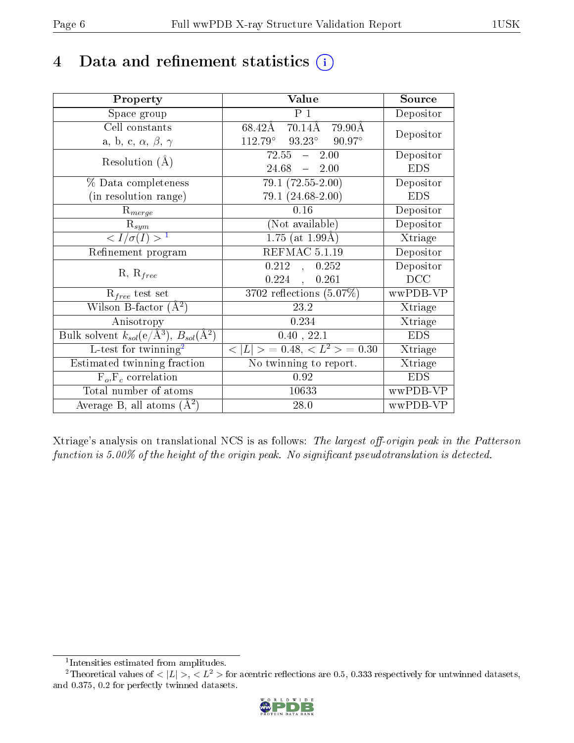# 4 Data and refinement statistics (i)

| Property | Value | Source |
|---|---|---|
| Space group | P 1 | Depositor |
| Cell constants<br>a, b, c, $\alpha$, $\beta$, $\gamma$ | 68.42Å 70.14Å 79.90Å<br>112.79° 93.23° 90.97° | Depositor |
| Resolution (Å) | 72.55 – 2.00<br>24.68 – 2.00 | Depositor<br>EDS |
| % Data completeness<br>(in resolution range) | 79.1 (72.55-2.00)<br>79.1 (24.68-2.00) | Depositor<br>EDS |
| $R_{merge}$ | 0.16 | Depositor |
| $R_{sym}$ | (Not available) | Depositor |
| $< I/\sigma(I) >$ [1] | 1.75 (at 1.99Å) | Xtriage |
| Refinement program | REFMAC 5.1.19 | Depositor |
| R, $R_{free}$ | 0.212 , 0.252<br>0.224 , 0.261 | Depositor<br>DCC |
| $R_{free}$ test set | 3702 reflections (5.07%) | wwPDB-VP |
| Wilson B-factor (Å$^2$) | 23.2 | Xtriage |
| Anisotropy | 0.234 | Xtriage |
| Bulk solvent $k_{sol}$(e/Å$^3$), $B_{sol}$(Å$^2$) | 0.40 , 22.1 | EDS |
| L-test for twinning[2] | $< \|L\| >$ = 0.48, $< L^2 >$ = 0.30 | Xtriage |
| Estimated twinning fraction | No twinning to report. | Xtriage |
| $F_o$,$F_c$ correlation | 0.92 | EDS |
| Total number of atoms | 10633 | wwPDB-VP |
| Average B, all atoms (Å$^2$) | 28.0 | wwPDB-VP |

Xtriage's analysis on translational NCS is as follows: *The largest off-origin peak in the Patterson function is 5.00% of the height of the origin peak. No significant pseudotranslation is detected.*

[1] Intensities estimated from amplitudes.

[2] Theoretical values of $< |L| >$, $< L^2 >$ for acentric reflections are 0.5, 0.333 respectively for untwinned datasets, and 0.375, 0.2 for perfectly twinned datasets.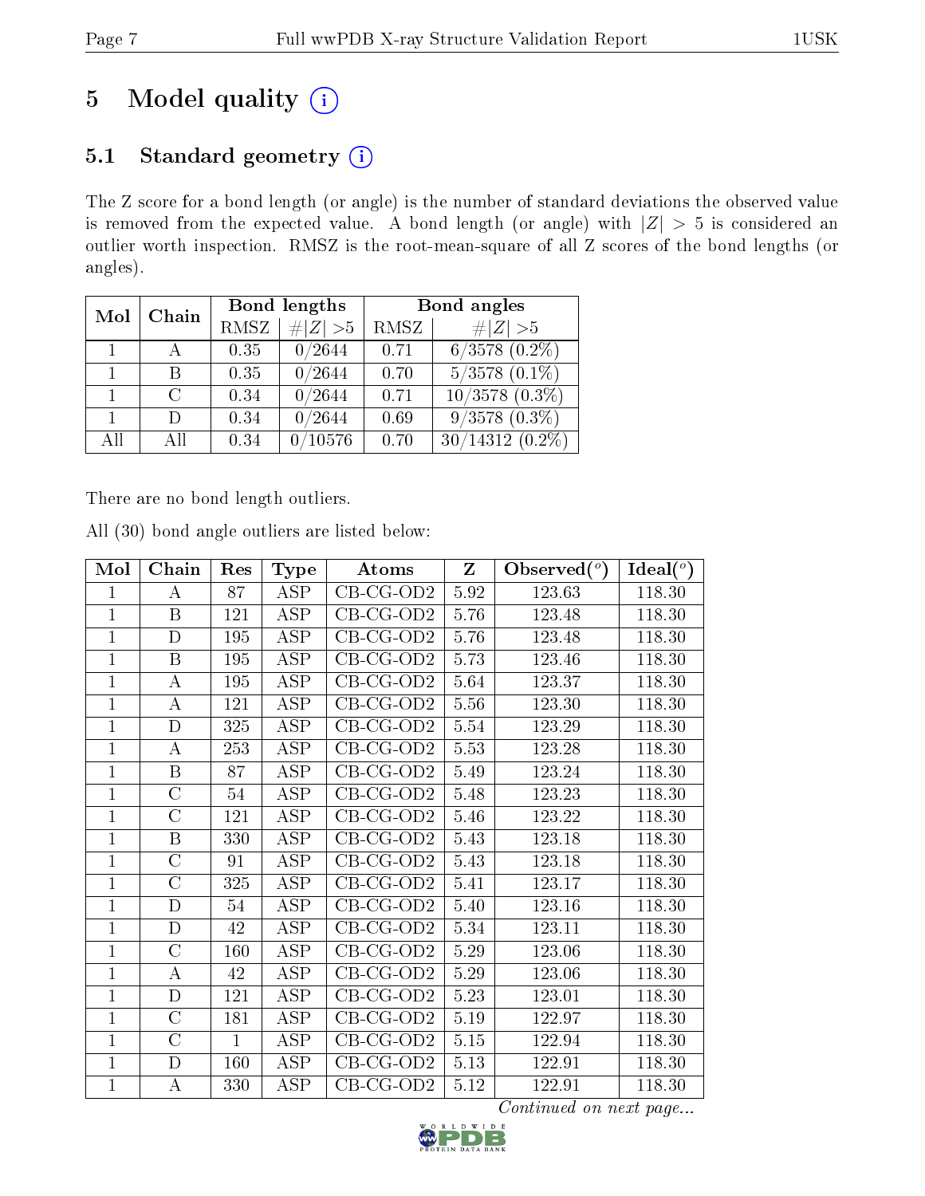# 5 Model quality (i)

## 5.1 Standard geometry (i)

The Z score for a bond length (or angle) is the number of standard deviations the observed value is removed from the expected value. A bond length (or angle) with $|Z| > 5$ is considered an outlier worth inspection. RMSZ is the root-mean-square of all Z scores of the bond lengths (or angles).

| Mol | Chain | Bond lengths | | Bond angles | |
|---|---|---|---|---|---|
| | | RMSZ | #\|Z\| >5 | RMSZ | #\|Z\| >5 |
| 1 | A | 0.35 | 0/2644 | 0.71 | 6/3578 (0.2%) |
| 1 | B | 0.35 | 0/2644 | 0.70 | 5/3578 (0.1%) |
| 1 | C | 0.34 | 0/2644 | 0.71 | 10/3578 (0.3%) |
| 1 | D | 0.34 | 0/2644 | 0.69 | 9/3578 (0.3%) |
| All | All | 0.34 | 0/10576 | 0.70 | 30/14312 (0.2%) |

There are no bond length outliers.

All (30) bond angle outliers are listed below:

| Mol | Chain | Res | Type | Atoms | Z | Observed(°) | Ideal(°) |
|---|---|---|---|---|---|---|---|
| 1 | A | 87 | ASP | CB-CG-OD2 | 5.92 | 123.63 | 118.30 |
| 1 | B | 121 | ASP | CB-CG-OD2 | 5.76 | 123.48 | 118.30 |
| 1 | D | 195 | ASP | CB-CG-OD2 | 5.76 | 123.48 | 118.30 |
| 1 | B | 195 | ASP | CB-CG-OD2 | 5.73 | 123.46 | 118.30 |
| 1 | A | 195 | ASP | CB-CG-OD2 | 5.64 | 123.37 | 118.30 |
| 1 | A | 121 | ASP | CB-CG-OD2 | 5.56 | 123.30 | 118.30 |
| 1 | D | 325 | ASP | CB-CG-OD2 | 5.54 | 123.29 | 118.30 |
| 1 | A | 253 | ASP | CB-CG-OD2 | 5.53 | 123.28 | 118.30 |
| 1 | B | 87 | ASP | CB-CG-OD2 | 5.49 | 123.24 | 118.30 |
| 1 | C | 54 | ASP | CB-CG-OD2 | 5.48 | 123.23 | 118.30 |
| 1 | C | 121 | ASP | CB-CG-OD2 | 5.46 | 123.22 | 118.30 |
| 1 | B | 330 | ASP | CB-CG-OD2 | 5.43 | 123.18 | 118.30 |
| 1 | C | 91 | ASP | CB-CG-OD2 | 5.43 | 123.18 | 118.30 |
| 1 | C | 325 | ASP | CB-CG-OD2 | 5.41 | 123.17 | 118.30 |
| 1 | D | 54 | ASP | CB-CG-OD2 | 5.40 | 123.16 | 118.30 |
| 1 | D | 42 | ASP | CB-CG-OD2 | 5.34 | 123.11 | 118.30 |
| 1 | C | 160 | ASP | CB-CG-OD2 | 5.29 | 123.06 | 118.30 |
| 1 | A | 42 | ASP | CB-CG-OD2 | 5.29 | 123.06 | 118.30 |
| 1 | D | 121 | ASP | CB-CG-OD2 | 5.23 | 123.01 | 118.30 |
| 1 | C | 181 | ASP | CB-CG-OD2 | 5.19 | 122.97 | 118.30 |
| 1 | C | 1 | ASP | CB-CG-OD2 | 5.15 | 122.94 | 118.30 |
| 1 | D | 160 | ASP | CB-CG-OD2 | 5.13 | 122.91 | 118.30 |
| 1 | A | 330 | ASP | CB-CG-OD2 | 5.12 | 122.91 | 118.30 |

*Continued on next page...*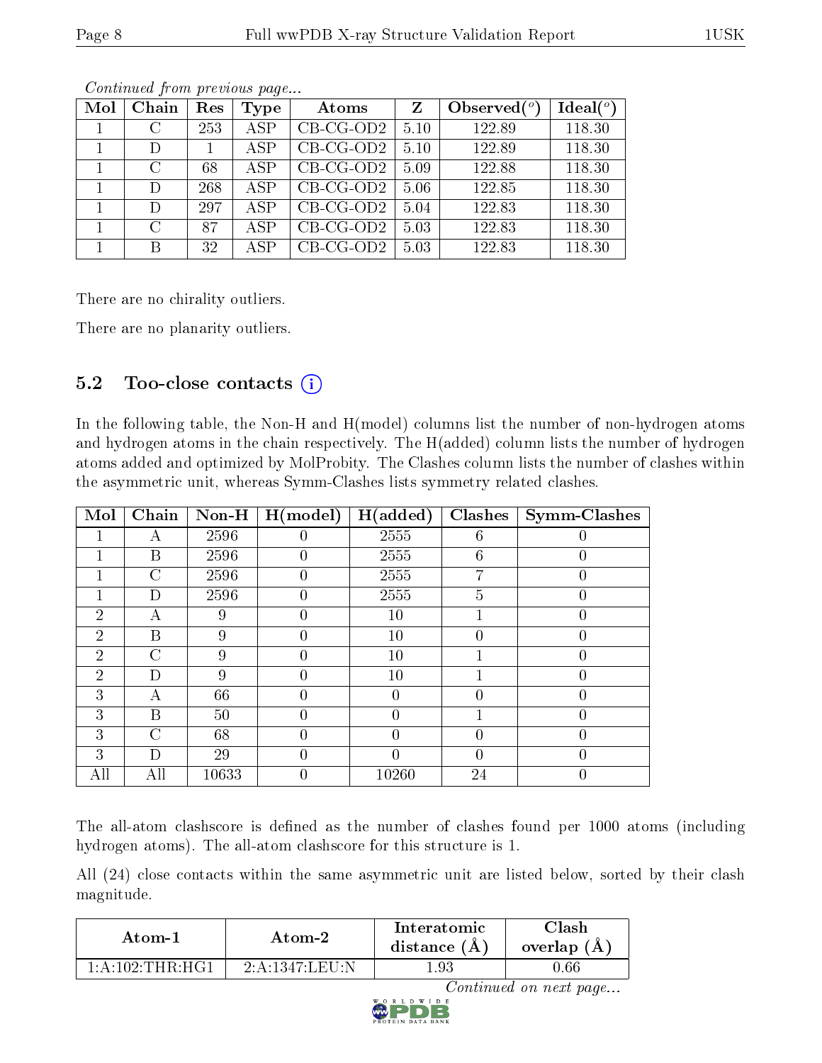*Continued from previous page...*

| Mol | Chain | Res | Type | Atoms | Z | Observed(°) | Ideal(°) |
|---|---|---|---|---|---|---|---|
| 1 | C | 253 | ASP | CB-CG-OD2 | 5.10 | 122.89 | 118.30 |
| 1 | D | 1 | ASP | CB-CG-OD2 | 5.10 | 122.89 | 118.30 |
| 1 | C | 68 | ASP | CB-CG-OD2 | 5.09 | 122.88 | 118.30 |
| 1 | D | 268 | ASP | CB-CG-OD2 | 5.06 | 122.85 | 118.30 |
| 1 | D | 297 | ASP | CB-CG-OD2 | 5.04 | 122.83 | 118.30 |
| 1 | C | 87 | ASP | CB-CG-OD2 | 5.03 | 122.83 | 118.30 |
| 1 | B | 32 | ASP | CB-CG-OD2 | 5.03 | 122.83 | 118.30 |

There are no chirality outliers.

There are no planarity outliers.

## 5.2 Too-close contacts

In the following table, the Non-H and H(model) columns list the number of non-hydrogen atoms and hydrogen atoms in the chain respectively. The H(added) column lists the number of hydrogen atoms added and optimized by MolProbity. The Clashes column lists the number of clashes within the asymmetric unit, whereas Symm-Clashes lists symmetry related clashes.

| Mol | Chain | Non-H | H(model) | H(added) | Clashes | Symm-Clashes |
|---|---|---|---|---|---|---|
| 1 | A | 2596 | 0 | 2555 | 6 | 0 |
| 1 | B | 2596 | 0 | 2555 | 6 | 0 |
| 1 | C | 2596 | 0 | 2555 | 7 | 0 |
| 1 | D | 2596 | 0 | 2555 | 5 | 0 |
| 2 | A | 9 | 0 | 10 | 1 | 0 |
| 2 | B | 9 | 0 | 10 | 0 | 0 |
| 2 | C | 9 | 0 | 10 | 1 | 0 |
| 2 | D | 9 | 0 | 10 | 1 | 0 |
| 3 | A | 66 | 0 | 0 | 0 | 0 |
| 3 | B | 50 | 0 | 0 | 1 | 0 |
| 3 | C | 68 | 0 | 0 | 0 | 0 |
| 3 | D | 29 | 0 | 0 | 0 | 0 |
| All | All | 10633 | 0 | 10260 | 24 | 0 |

The all-atom clashscore is defined as the number of clashes found per 1000 atoms (including hydrogen atoms). The all-atom clashscore for this structure is 1.

All (24) close contacts within the same asymmetric unit are listed below, sorted by their clash magnitude.

| Atom-1 | Atom-2 | Interatomic distance (Å) | Clash overlap (Å) |
|---|---|---|---|
| 1:A:102:THR:HG1 | 2:A:1347:LEU:N | 1.93 | 0.66 |

*Continued on next page...*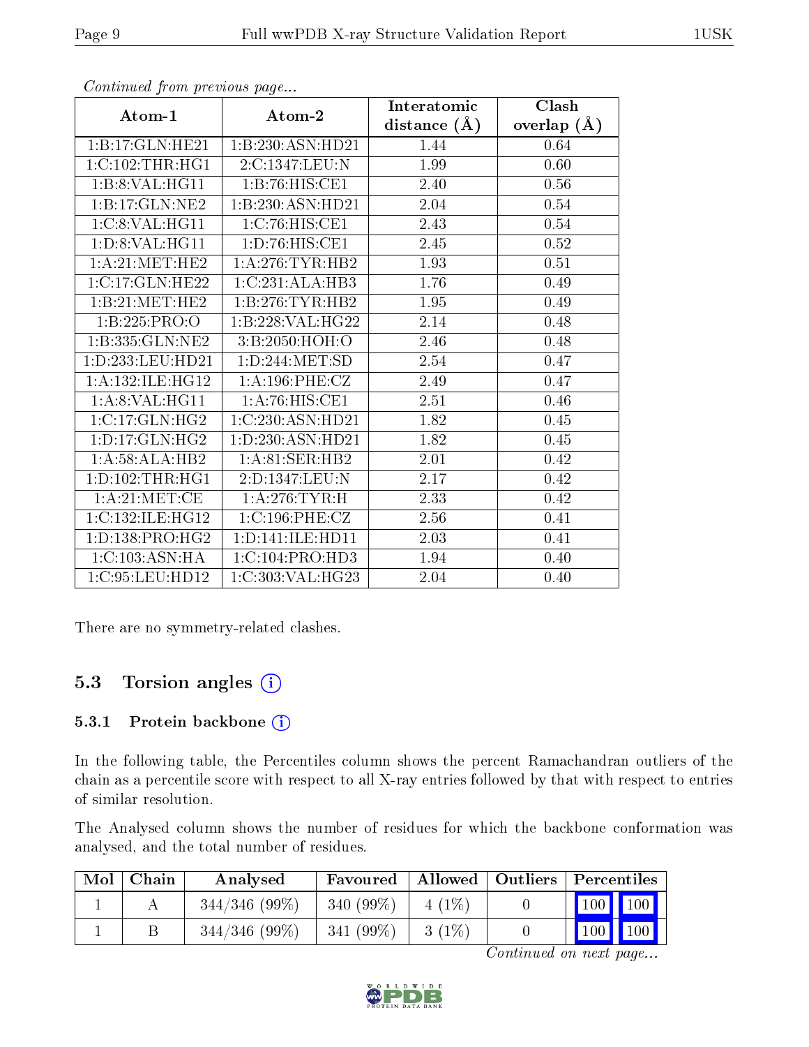*Continued from previous page...*

| Atom-1 | Atom-2 | Interatomic distance (Å) | Clash overlap (Å) |
|---|---|---|---|
| 1:B:17:GLN:HE21 | 1:B:230:ASN:HD21 | 1.44 | 0.64 |
| 1:C:102:THR:HG1 | 2:C:1347:LEU:N | 1.99 | 0.60 |
| 1:B:8:VAL:HG11 | 1:B:76:HIS:CE1 | 2.40 | 0.56 |
| 1:B:17:GLN:NE2 | 1:B:230:ASN:HD21 | 2.04 | 0.54 |
| 1:C:8:VAL:HG11 | 1:C:76:HIS:CE1 | 2.43 | 0.54 |
| 1:D:8:VAL:HG11 | 1:D:76:HIS:CE1 | 2.45 | 0.52 |
| 1:A:21:MET:HE2 | 1:A:276:TYR:HB2 | 1.93 | 0.51 |
| 1:C:17:GLN:HE22 | 1:C:231:ALA:HB3 | 1.76 | 0.49 |
| 1:B:21:MET:HE2 | 1:B:276:TYR:HB2 | 1.95 | 0.49 |
| 1:B:225:PRO:O | 1:B:228:VAL:HG22 | 2.14 | 0.48 |
| 1:B:335:GLN:NE2 | 3:B:2050:HOH:O | 2.46 | 0.48 |
| 1:D:233:LEU:HD21 | 1:D:244:MET:SD | 2.54 | 0.47 |
| 1:A:132:ILE:HG12 | 1:A:196:PHE:CZ | 2.49 | 0.47 |
| 1:A:8:VAL:HG11 | 1:A:76:HIS:CE1 | 2.51 | 0.46 |
| 1:C:17:GLN:HG2 | 1:C:230:ASN:HD21 | 1.82 | 0.45 |
| 1:D:17:GLN:HG2 | 1:D:230:ASN:HD21 | 1.82 | 0.45 |
| 1:A:58:ALA:HB2 | 1:A:81:SER:HB2 | 2.01 | 0.42 |
| 1:D:102:THR:HG1 | 2:D:1347:LEU:N | 2.17 | 0.42 |
| 1:A:21:MET:CE | 1:A:276:TYR:H | 2.33 | 0.42 |
| 1:C:132:ILE:HG12 | 1:C:196:PHE:CZ | 2.56 | 0.41 |
| 1:D:138:PRO:HG2 | 1:D:141:ILE:HD11 | 2.03 | 0.41 |
| 1:C:103:ASN:HA | 1:C:104:PRO:HD3 | 1.94 | 0.40 |
| 1:C:95:LEU:HD12 | 1:C:303:VAL:HG23 | 2.04 | 0.40 |

There are no symmetry-related clashes.

## 5.3 Torsion angles

### 5.3.1 Protein backbone

In the following table, the Percentiles column shows the percent Ramachandran outliers of the chain as a percentile score with respect to all X-ray entries followed by that with respect to entries of similar resolution.

The Analysed column shows the number of residues for which the backbone conformation was analysed, and the total number of residues.

| Mol | Chain | Analysed | Favoured | Allowed | Outliers | Percentiles | |
|---|---|---|---|---|---|---|---|
| 1 | A | 344/346 (99%) | 340 (99%) | 4 (1%) | 0 | 100 | 100 |
| 1 | B | 344/346 (99%) | 341 (99%) | 3 (1%) | 0 | 100 | 100 |

*Continued on next page...*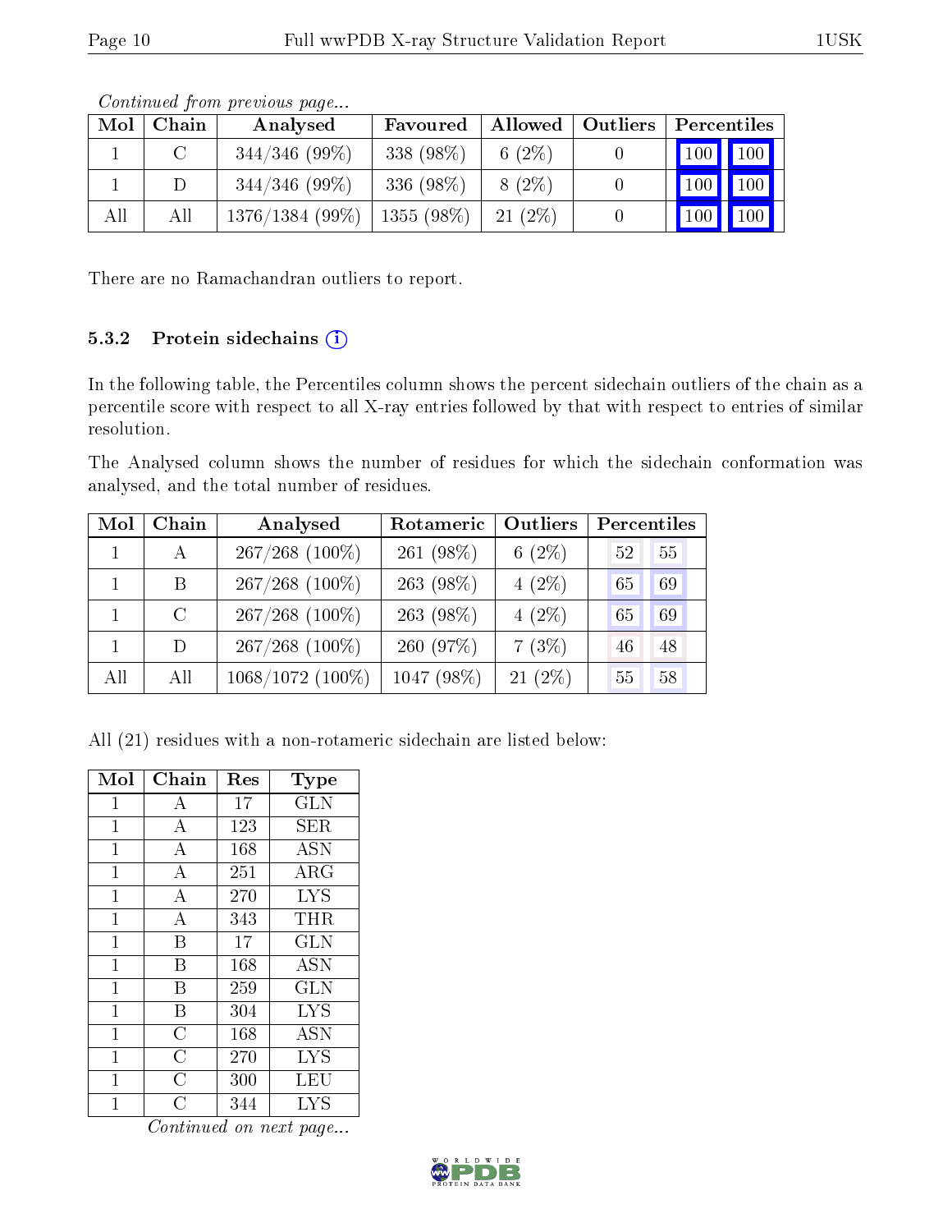*Continued from previous page...*

| Mol | Chain | Analysed | Favoured | Allowed | Outliers | Percentiles | |
|---|---|---|---|---|---|---|---|
| 1 | C | 344/346 (99%) | 338 (98%) | 6 (2%) | 0 | 100 | 100 |
| 1 | D | 344/346 (99%) | 336 (98%) | 8 (2%) | 0 | 100 | 100 |
| All | All | 1376/1384 (99%) | 1355 (98%) | 21 (2%) | 0 | 100 | 100 |

There are no Ramachandran outliers to report.

### 5.3.2 Protein sidechains

In the following table, the Percentiles column shows the percent sidechain outliers of the chain as a percentile score with respect to all X-ray entries followed by that with respect to entries of similar resolution.

The Analysed column shows the number of residues for which the sidechain conformation was analysed, and the total number of residues.

| Mol | Chain | Analysed | Rotameric | Outliers | Percentiles | |
|---|---|---|---|---|---|---|
| 1 | A | 267/268 (100%) | 261 (98%) | 6 (2%) | 52 | 55 |
| 1 | B | 267/268 (100%) | 263 (98%) | 4 (2%) | 65 | 69 |
| 1 | C | 267/268 (100%) | 263 (98%) | 4 (2%) | 65 | 69 |
| 1 | D | 267/268 (100%) | 260 (97%) | 7 (3%) | 46 | 48 |
| All | All | 1068/1072 (100%) | 1047 (98%) | 21 (2%) | 55 | 58 |

All (21) residues with a non-rotameric sidechain are listed below:

| Mol | Chain | Res | Type |
|---|---|---|---|
| 1 | A | 17 | GLN |
| 1 | A | 123 | SER |
| 1 | A | 168 | ASN |
| 1 | A | 251 | ARG |
| 1 | A | 270 | LYS |
| 1 | A | 343 | THR |
| 1 | B | 17 | GLN |
| 1 | B | 168 | ASN |
| 1 | B | 259 | GLN |
| 1 | B | 304 | LYS |
| 1 | C | 168 | ASN |
| 1 | C | 270 | LYS |
| 1 | C | 300 | LEU |
| 1 | C | 344 | LYS |

*Continued on next page...*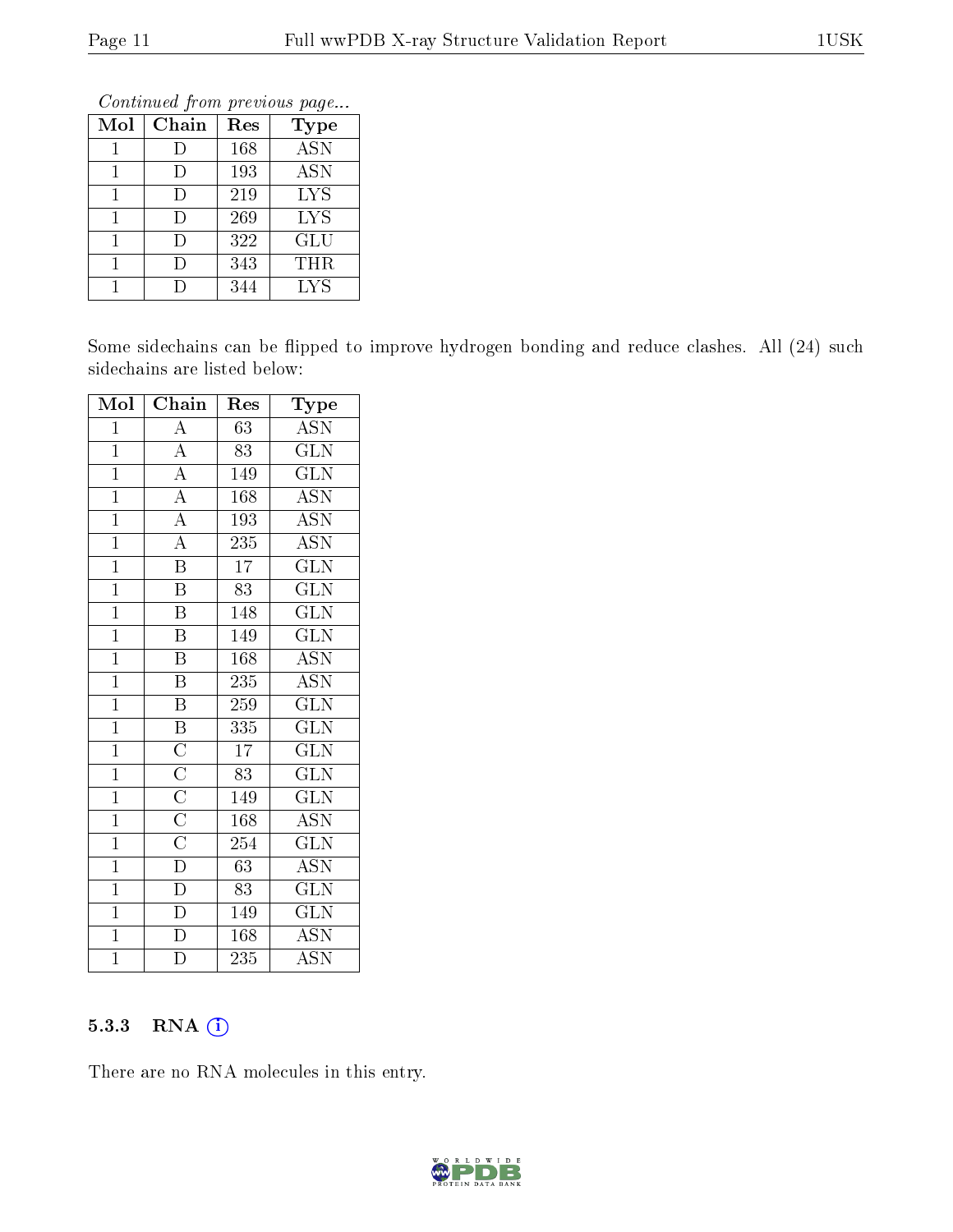*Continued from previous page...*

| Mol | Chain | Res | Type |
|---|---|---|---|
| 1 | D | 168 | ASN |
| 1 | D | 193 | ASN |
| 1 | D | 219 | LYS |
| 1 | D | 269 | LYS |
| 1 | D | 322 | GLU |
| 1 | D | 343 | THR |
| 1 | D | 344 | LYS |

Some sidechains can be flipped to improve hydrogen bonding and reduce clashes. All (24) such sidechains are listed below:

| Mol | Chain | Res | Type |
|---|---|---|---|
| 1 | A | 63 | ASN |
| 1 | A | 83 | GLN |
| 1 | A | 149 | GLN |
| 1 | A | 168 | ASN |
| 1 | A | 193 | ASN |
| 1 | A | 235 | ASN |
| 1 | B | 17 | GLN |
| 1 | B | 83 | GLN |
| 1 | B | 148 | GLN |
| 1 | B | 149 | GLN |
| 1 | B | 168 | ASN |
| 1 | B | 235 | ASN |
| 1 | B | 259 | GLN |
| 1 | B | 335 | GLN |
| 1 | C | 17 | GLN |
| 1 | C | 83 | GLN |
| 1 | C | 149 | GLN |
| 1 | C | 168 | ASN |
| 1 | C | 254 | GLN |
| 1 | D | 63 | ASN |
| 1 | D | 83 | GLN |
| 1 | D | 149 | GLN |
| 1 | D | 168 | ASN |
| 1 | D | 235 | ASN |

### 5.3.3 RNA

There are no RNA molecules in this entry.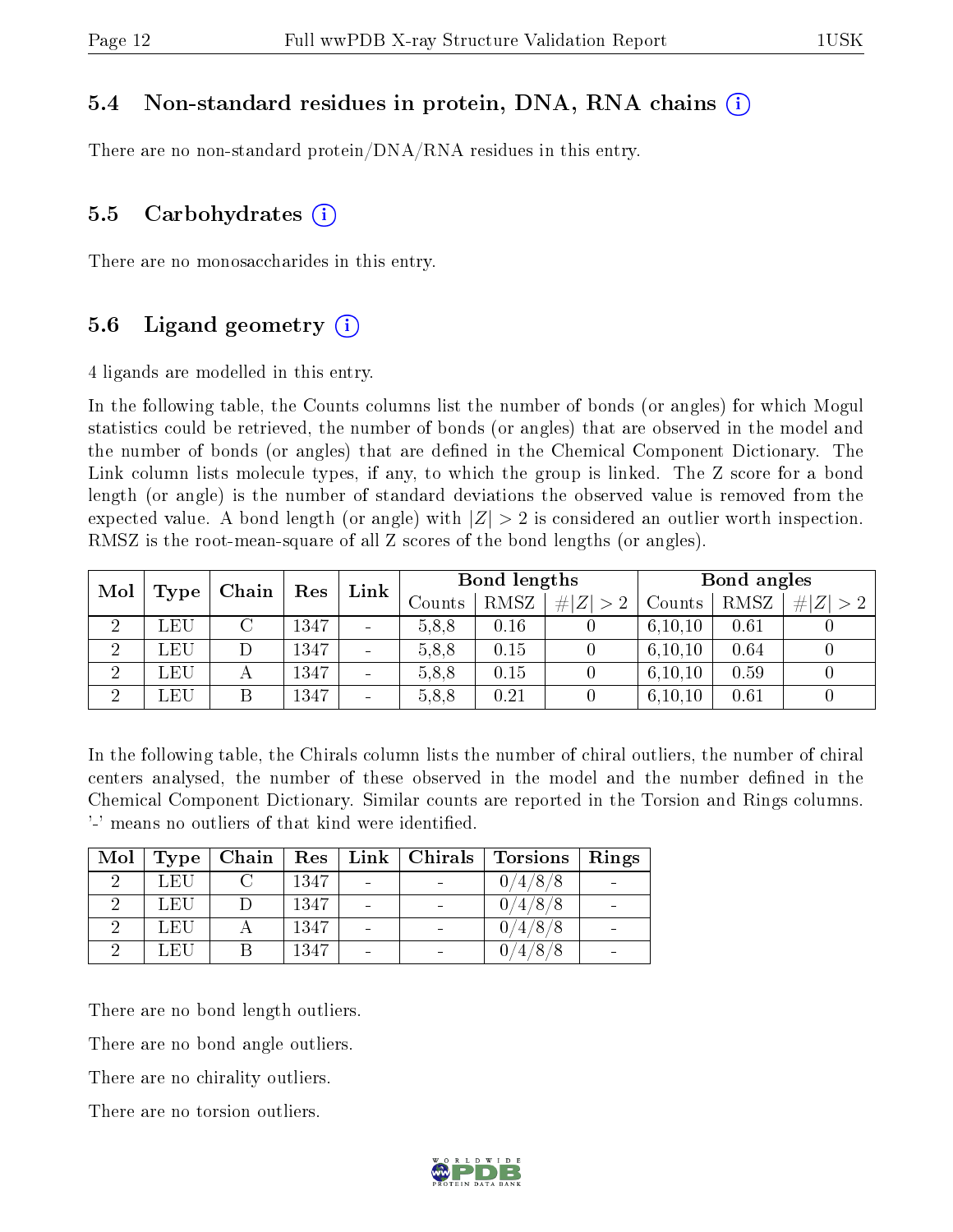### 5.4 Non-standard residues in protein, DNA, RNA chains (i)

There are no non-standard protein/DNA/RNA residues in this entry.

### 5.5 Carbohydrates (i)

There are no monosaccharides in this entry.

### 5.6 Ligand geometry (i)

4 ligands are modelled in this entry.

In the following table, the Counts columns list the number of bonds (or angles) for which Mogul statistics could be retrieved, the number of bonds (or angles) that are observed in the model and the number of bonds (or angles) that are defined in the Chemical Component Dictionary. The Link column lists molecule types, if any, to which the group is linked. The Z score for a bond length (or angle) is the number of standard deviations the observed value is removed from the expected value. A bond length (or angle) with $|Z| > 2$ is considered an outlier worth inspection. RMSZ is the root-mean-square of all Z scores of the bond lengths (or angles).

| Mol | Type | Chain | Res | Link | Bond lengths | | | Bond angles | | |
|---|---|---|---|---|---|---|---|---|---|---|
| | | | | | Counts | RMSZ | $\#\|Z\| > 2$ | Counts | RMSZ | $\#\|Z\| > 2$ |
| 2 | LEU | C | 1347 | - | 5,8,8 | 0.16 | 0 | 6,10,10 | 0.61 | 0 |
| 2 | LEU | D | 1347 | - | 5,8,8 | 0.15 | 0 | 6,10,10 | 0.64 | 0 |
| 2 | LEU | A | 1347 | - | 5,8,8 | 0.15 | 0 | 6,10,10 | 0.59 | 0 |
| 2 | LEU | B | 1347 | - | 5,8,8 | 0.21 | 0 | 6,10,10 | 0.61 | 0 |

In the following table, the Chirals column lists the number of chiral outliers, the number of chiral centers analysed, the number of these observed in the model and the number defined in the Chemical Component Dictionary. Similar counts are reported in the Torsion and Rings columns. '-' means no outliers of that kind were identified.

| Mol | Type | Chain | Res | Link | Chirals | Torsions | Rings |
|---|---|---|---|---|---|---|---|
| 2 | LEU | C | 1347 | - | - | 0/4/8/8 | - |
| 2 | LEU | D | 1347 | - | - | 0/4/8/8 | - |
| 2 | LEU | A | 1347 | - | - | 0/4/8/8 | - |
| 2 | LEU | B | 1347 | - | - | 0/4/8/8 | - |

There are no bond length outliers.

There are no bond angle outliers.

There are no chirality outliers.

There are no torsion outliers.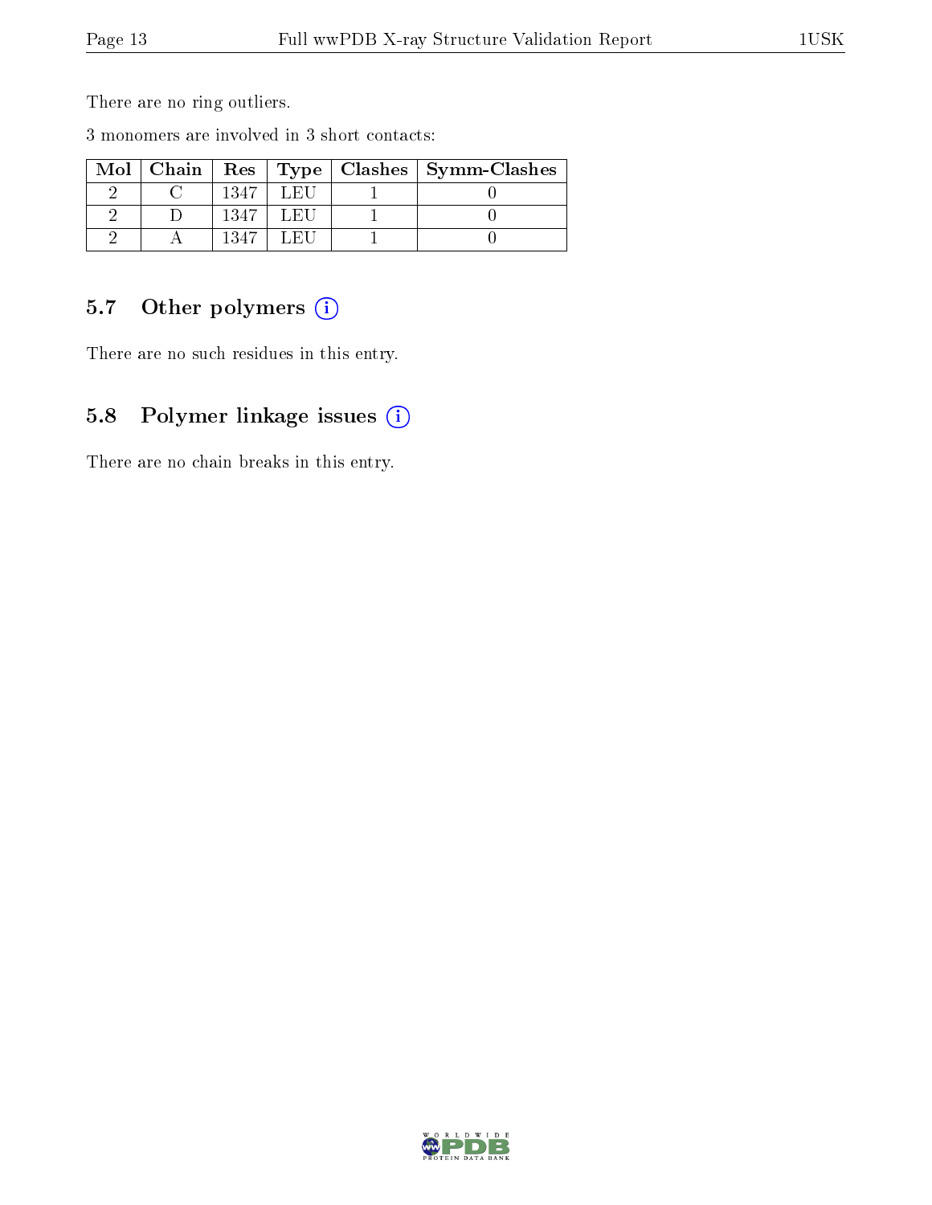There are no ring outliers.

3 monomers are involved in 3 short contacts:

| Mol | Chain | Res | Type | Clashes | Symm-Clashes |
|---|---|---|---|---|---|
| 2 | C | 1347 | LEU | 1 | 0 |
| 2 | D | 1347 | LEU | 1 | 0 |
| 2 | A | 1347 | LEU | 1 | 0 |

### 5.7 Other polymers (i)

There are no such residues in this entry.

### 5.8 Polymer linkage issues (i)

There are no chain breaks in this entry.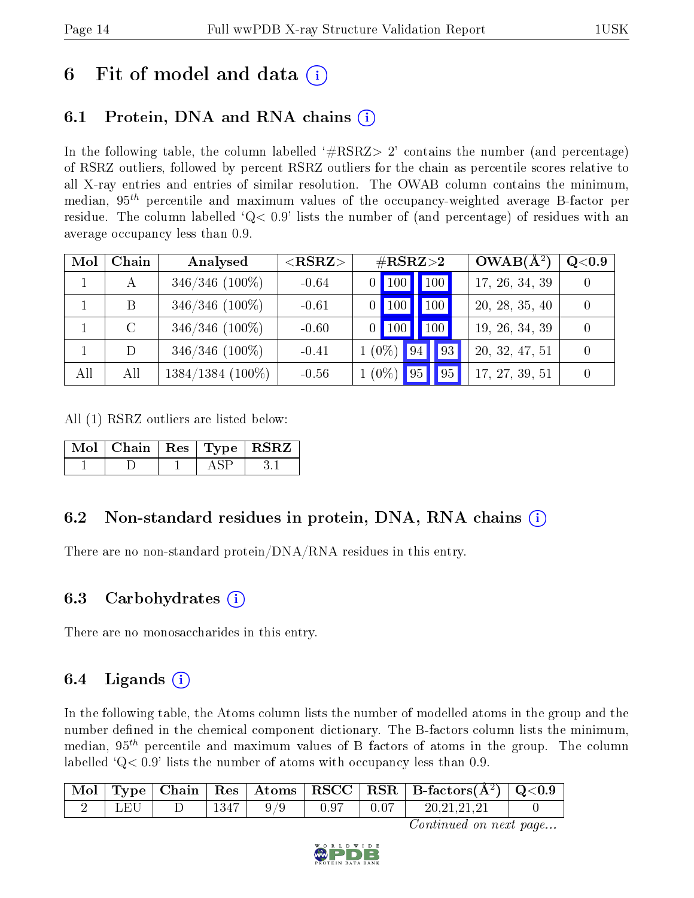# 6 Fit of model and data (i)

## 6.1 Protein, DNA and RNA chains (i)

In the following table, the column labelled '#RSRZ> 2' contains the number (and percentage) of RSRZ outliers, followed by percent RSRZ outliers for the chain as percentile scores relative to all X-ray entries and entries of similar resolution. The OWAB column contains the minimum, median, $95^{th}$ percentile and maximum values of the occupancy-weighted average B-factor per residue. The column labelled 'Q< 0.9' lists the number of (and percentage) of residues with an average occupancy less than 0.9.

| Mol | Chain | Analysed | <RSRZ> | #RSRZ>2 | | | OWAB(Å$^2$) | Q<0.9 |
|---|---|---|---|---|---|---|---|---|
| 1 | A | 346/346 (100%) | -0.64 | 0 | 100 | 100 | 17, 26, 34, 39 | 0 |
| 1 | B | 346/346 (100%) | -0.61 | 0 | 100 | 100 | 20, 28, 35, 40 | 0 |
| 1 | C | 346/346 (100%) | -0.60 | 0 | 100 | 100 | 19, 26, 34, 39 | 0 |
| 1 | D | 346/346 (100%) | -0.41 | 1 (0%) | 94 | 93 | 20, 32, 47, 51 | 0 |
| All | All | 1384/1384 (100%) | -0.56 | 1 (0%) | 95 | 95 | 17, 27, 39, 51 | 0 |

All (1) RSRZ outliers are listed below:

| Mol | Chain | Res | Type | RSRZ |
|---|---|---|---|---|
| 1 | D | 1 | ASP | 3.1 |

## 6.2 Non-standard residues in protein, DNA, RNA chains (i)

There are no non-standard protein/DNA/RNA residues in this entry.

## 6.3 Carbohydrates (i)

There are no monosaccharides in this entry.

## 6.4 Ligands (i)

In the following table, the Atoms column lists the number of modelled atoms in the group and the number defined in the chemical component dictionary. The B-factors column lists the minimum, median, $95^{th}$ percentile and maximum values of B factors of atoms in the group. The column labelled 'Q< 0.9' lists the number of atoms with occupancy less than 0.9.

| Mol | Type | Chain | Res | Atoms | RSCC | RSR | B-factors(Å$^2$) | Q<0.9 |
|---|---|---|---|---|---|---|---|---|
| 2 | LEU | D | 1347 | 9/9 | 0.97 | 0.07 | 20,21,21,21 | 0 |

*Continued on next page...*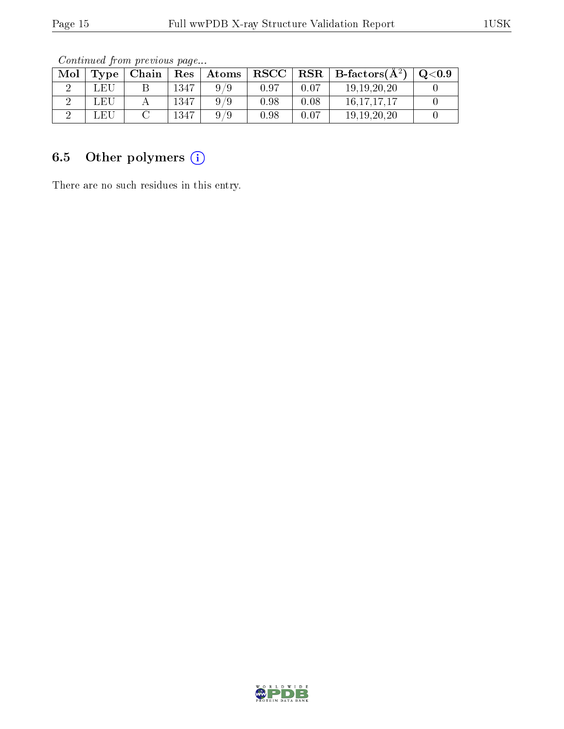*Continued from previous page...*

| Mol | Type | Chain | Res | Atoms | RSCC | RSR | B-factors($Å^2$) | Q<0.9 |
|---|---|---|---|---|---|---|---|---|
| 2 | LEU | B | 1347 | 9/9 | 0.97 | 0.07 | 19,19,20,20 | 0 |
| 2 | LEU | A | 1347 | 9/9 | 0.98 | 0.08 | 16,17,17,17 | 0 |
| 2 | LEU | C | 1347 | 9/9 | 0.98 | 0.07 | 19,19,20,20 | 0 |

## 6.5 Other polymers

There are no such residues in this entry.